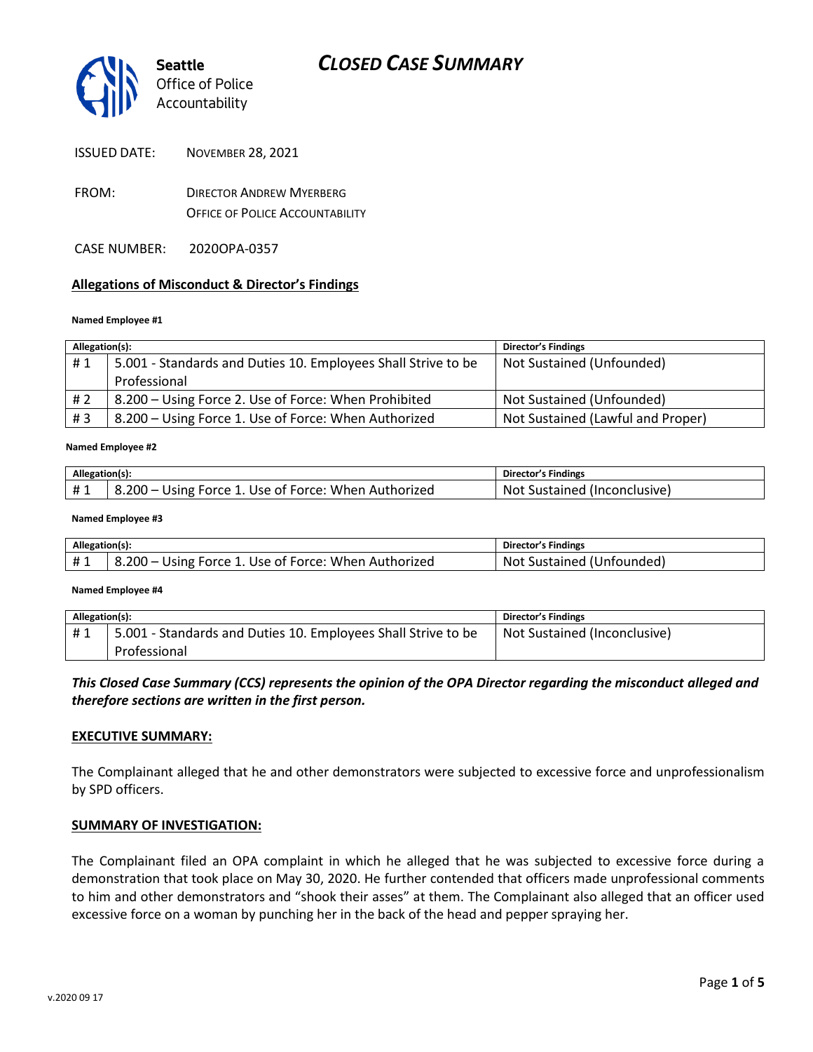Seattle Office of Police Accountability

# CLOSED CASE SUMMARY

ISSUED DATE: NOVEMBER 28, 2021

FROM: DIRECTOR ANDREW MYERBERG
OFFICE OF POLICE ACCOUNTABILITY

CASE NUMBER: 2020OPA-0357

## Allegations of Misconduct & Director's Findings

**Named Employee #1**

| Allegation(s): | | Director's Findings |
|---|---|---|
| # 1 | 5.001 - Standards and Duties 10. Employees Shall Strive to be Professional | Not Sustained (Unfounded) |
| # 2 | 8.200 – Using Force 2. Use of Force: When Prohibited | Not Sustained (Unfounded) |
| # 3 | 8.200 – Using Force 1. Use of Force: When Authorized | Not Sustained (Lawful and Proper) |

**Named Employee #2**

| Allegation(s): | | Director's Findings |
|---|---|---|
| # 1 | 8.200 – Using Force 1. Use of Force: When Authorized | Not Sustained (Inconclusive) |

**Named Employee #3**

| Allegation(s): | | Director's Findings |
|---|---|---|
| # 1 | 8.200 – Using Force 1. Use of Force: When Authorized | Not Sustained (Unfounded) |

**Named Employee #4**

| Allegation(s): | | Director's Findings |
|---|---|---|
| # 1 | 5.001 - Standards and Duties 10. Employees Shall Strive to be Professional | Not Sustained (Inconclusive) |

***This Closed Case Summary (CCS) represents the opinion of the OPA Director regarding the misconduct alleged and therefore sections are written in the first person.***

### EXECUTIVE SUMMARY:

The Complainant alleged that he and other demonstrators were subjected to excessive force and unprofessionalism by SPD officers.

### SUMMARY OF INVESTIGATION:

The Complainant filed an OPA complaint in which he alleged that he was subjected to excessive force during a demonstration that took place on May 30, 2020. He further contended that officers made unprofessional comments to him and other demonstrators and "shook their asses" at them. The Complainant also alleged that an officer used excessive force on a woman by punching her in the back of the head and pepper spraying her.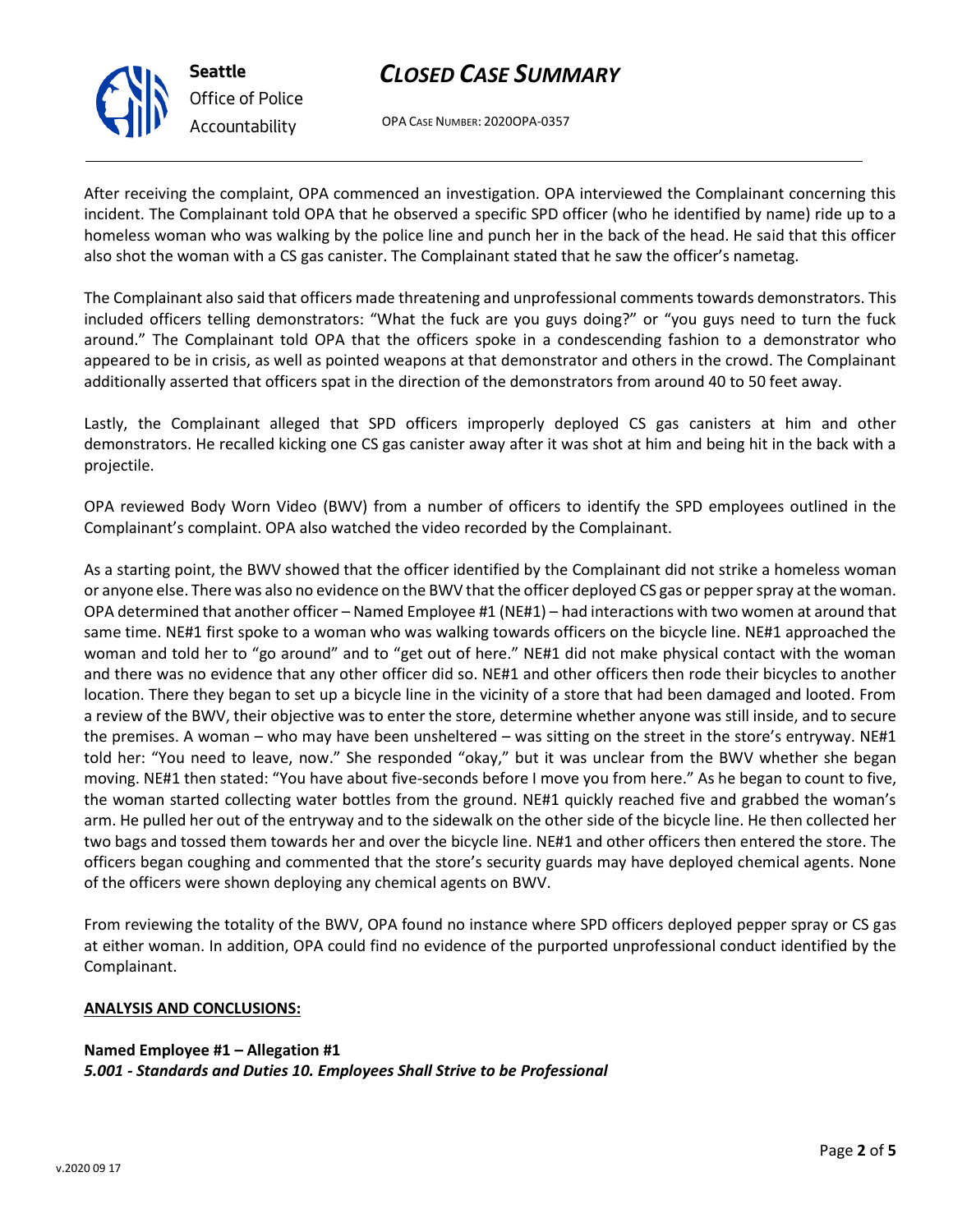After receiving the complaint, OPA commenced an investigation. OPA interviewed the Complainant concerning this incident. The Complainant told OPA that he observed a specific SPD officer (who he identified by name) ride up to a homeless woman who was walking by the police line and punch her in the back of the head. He said that this officer also shot the woman with a CS gas canister. The Complainant stated that he saw the officer's nametag.

The Complainant also said that officers made threatening and unprofessional comments towards demonstrators. This included officers telling demonstrators: "What the fuck are you guys doing?" or "you guys need to turn the fuck around." The Complainant told OPA that the officers spoke in a condescending fashion to a demonstrator who appeared to be in crisis, as well as pointed weapons at that demonstrator and others in the crowd. The Complainant additionally asserted that officers spat in the direction of the demonstrators from around 40 to 50 feet away.

Lastly, the Complainant alleged that SPD officers improperly deployed CS gas canisters at him and other demonstrators. He recalled kicking one CS gas canister away after it was shot at him and being hit in the back with a projectile.

OPA reviewed Body Worn Video (BWV) from a number of officers to identify the SPD employees outlined in the Complainant's complaint. OPA also watched the video recorded by the Complainant.

As a starting point, the BWV showed that the officer identified by the Complainant did not strike a homeless woman or anyone else. There was also no evidence on the BWV that the officer deployed CS gas or pepper spray at the woman. OPA determined that another officer – Named Employee #1 (NE#1) – had interactions with two women at around that same time. NE#1 first spoke to a woman who was walking towards officers on the bicycle line. NE#1 approached the woman and told her to "go around" and to "get out of here." NE#1 did not make physical contact with the woman and there was no evidence that any other officer did so. NE#1 and other officers then rode their bicycles to another location. There they began to set up a bicycle line in the vicinity of a store that had been damaged and looted. From a review of the BWV, their objective was to enter the store, determine whether anyone was still inside, and to secure the premises. A woman – who may have been unsheltered – was sitting on the street in the store's entryway. NE#1 told her: "You need to leave, now." She responded "okay," but it was unclear from the BWV whether she began moving. NE#1 then stated: "You have about five-seconds before I move you from here." As he began to count to five, the woman started collecting water bottles from the ground. NE#1 quickly reached five and grabbed the woman's arm. He pulled her out of the entryway and to the sidewalk on the other side of the bicycle line. He then collected her two bags and tossed them towards her and over the bicycle line. NE#1 and other officers then entered the store. The officers began coughing and commented that the store's security guards may have deployed chemical agents. None of the officers were shown deploying any chemical agents on BWV.

From reviewing the totality of the BWV, OPA found no instance where SPD officers deployed pepper spray or CS gas at either woman. In addition, OPA could find no evidence of the purported unprofessional conduct identified by the Complainant.

**ANALYSIS AND CONCLUSIONS:**

**Named Employee #1 – Allegation #1**
***5.001 - Standards and Duties 10. Employees Shall Strive to be Professional***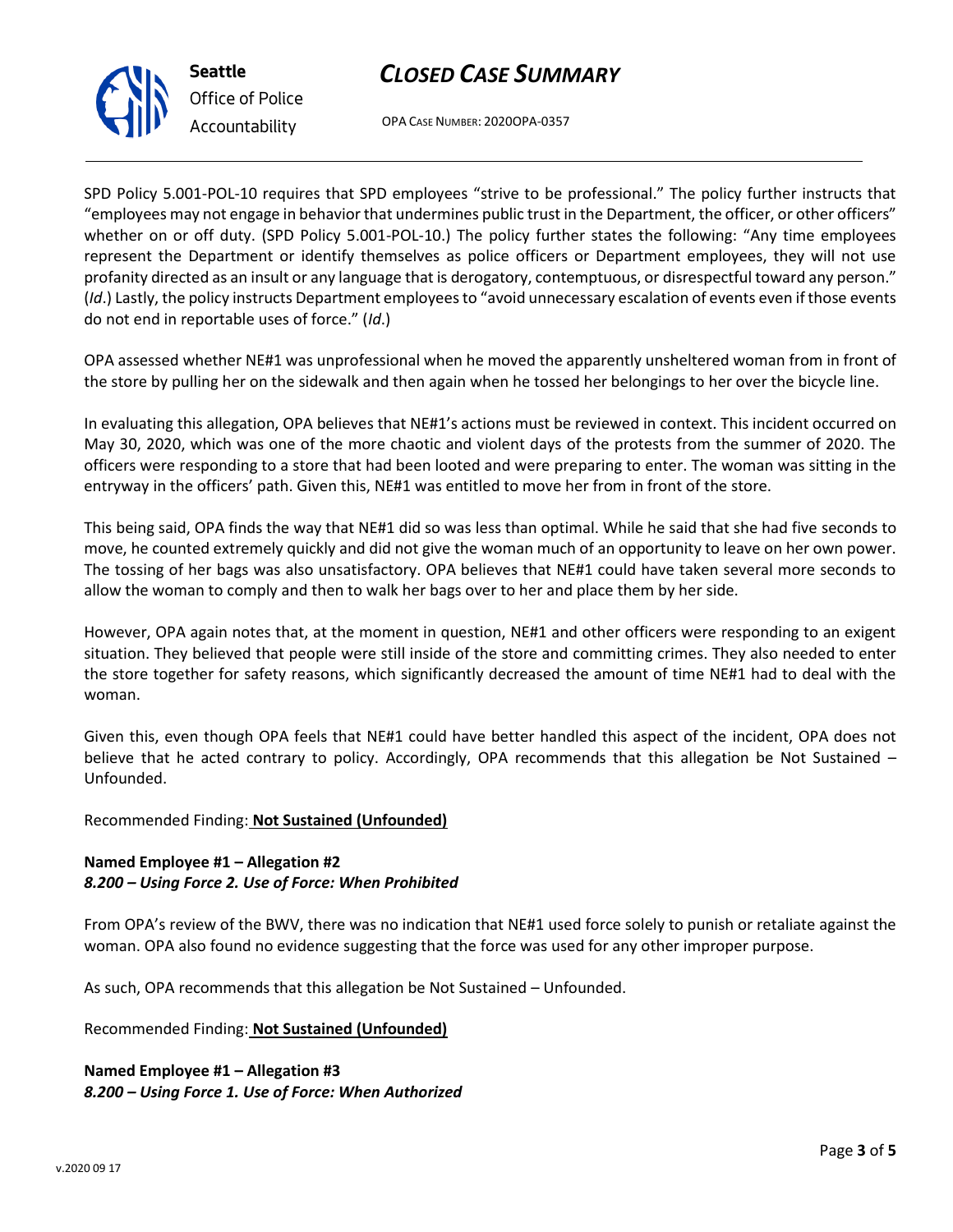SPD Policy 5.001-POL-10 requires that SPD employees "strive to be professional." The policy further instructs that "employees may not engage in behavior that undermines public trust in the Department, the officer, or other officers" whether on or off duty. (SPD Policy 5.001-POL-10.) The policy further states the following: "Any time employees represent the Department or identify themselves as police officers or Department employees, they will not use profanity directed as an insult or any language that is derogatory, contemptuous, or disrespectful toward any person." (*Id*.) Lastly, the policy instructs Department employees to "avoid unnecessary escalation of events even if those events do not end in reportable uses of force." (*Id*.)

OPA assessed whether NE#1 was unprofessional when he moved the apparently unsheltered woman from in front of the store by pulling her on the sidewalk and then again when he tossed her belongings to her over the bicycle line.

In evaluating this allegation, OPA believes that NE#1's actions must be reviewed in context. This incident occurred on May 30, 2020, which was one of the more chaotic and violent days of the protests from the summer of 2020. The officers were responding to a store that had been looted and were preparing to enter. The woman was sitting in the entryway in the officers' path. Given this, NE#1 was entitled to move her from in front of the store.

This being said, OPA finds the way that NE#1 did so was less than optimal. While he said that she had five seconds to move, he counted extremely quickly and did not give the woman much of an opportunity to leave on her own power. The tossing of her bags was also unsatisfactory. OPA believes that NE#1 could have taken several more seconds to allow the woman to comply and then to walk her bags over to her and place them by her side.

However, OPA again notes that, at the moment in question, NE#1 and other officers were responding to an exigent situation. They believed that people were still inside of the store and committing crimes. They also needed to enter the store together for safety reasons, which significantly decreased the amount of time NE#1 had to deal with the woman.

Given this, even though OPA feels that NE#1 could have better handled this aspect of the incident, OPA does not believe that he acted contrary to policy. Accordingly, OPA recommends that this allegation be Not Sustained – Unfounded.

Recommended Finding: **Not Sustained (Unfounded)**

**Named Employee #1 – Allegation #2**
***8.200 – Using Force 2. Use of Force: When Prohibited***

From OPA's review of the BWV, there was no indication that NE#1 used force solely to punish or retaliate against the woman. OPA also found no evidence suggesting that the force was used for any other improper purpose.

As such, OPA recommends that this allegation be Not Sustained – Unfounded.

Recommended Finding: **Not Sustained (Unfounded)**

**Named Employee #1 – Allegation #3**
***8.200 – Using Force 1. Use of Force: When Authorized***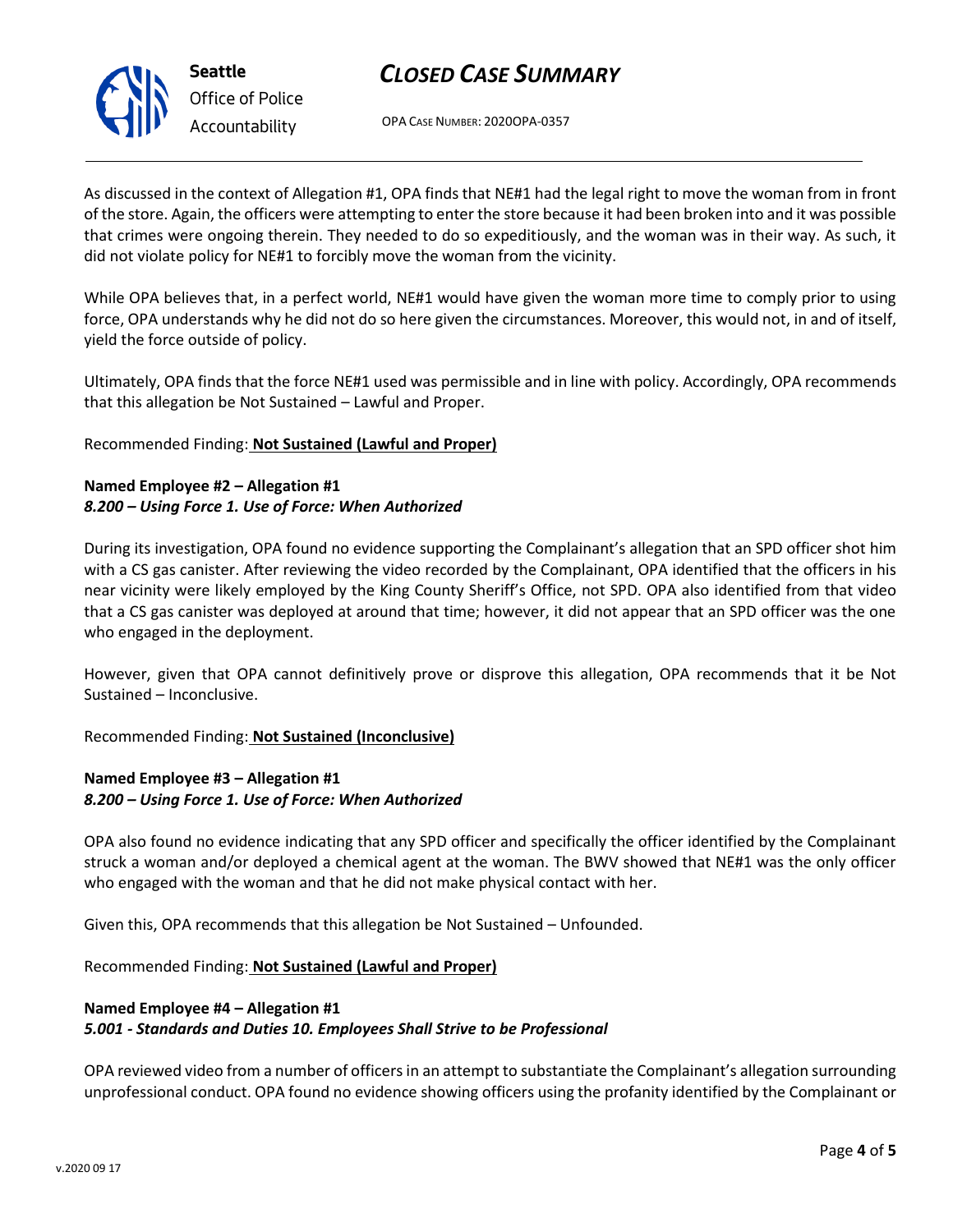As discussed in the context of Allegation #1, OPA finds that NE#1 had the legal right to move the woman from in front of the store. Again, the officers were attempting to enter the store because it had been broken into and it was possible that crimes were ongoing therein. They needed to do so expeditiously, and the woman was in their way. As such, it did not violate policy for NE#1 to forcibly move the woman from the vicinity.

While OPA believes that, in a perfect world, NE#1 would have given the woman more time to comply prior to using force, OPA understands why he did not do so here given the circumstances. Moreover, this would not, in and of itself, yield the force outside of policy.

Ultimately, OPA finds that the force NE#1 used was permissible and in line with policy. Accordingly, OPA recommends that this allegation be Not Sustained – Lawful and Proper.

Recommended Finding: **Not Sustained (Lawful and Proper)**

**Named Employee #2 – Allegation #1**
***8.200 – Using Force 1. Use of Force: When Authorized***

During its investigation, OPA found no evidence supporting the Complainant's allegation that an SPD officer shot him with a CS gas canister. After reviewing the video recorded by the Complainant, OPA identified that the officers in his near vicinity were likely employed by the King County Sheriff's Office, not SPD. OPA also identified from that video that a CS gas canister was deployed at around that time; however, it did not appear that an SPD officer was the one who engaged in the deployment.

However, given that OPA cannot definitively prove or disprove this allegation, OPA recommends that it be Not Sustained – Inconclusive.

Recommended Finding: **Not Sustained (Inconclusive)**

**Named Employee #3 – Allegation #1**
***8.200 – Using Force 1. Use of Force: When Authorized***

OPA also found no evidence indicating that any SPD officer and specifically the officer identified by the Complainant struck a woman and/or deployed a chemical agent at the woman. The BWV showed that NE#1 was the only officer who engaged with the woman and that he did not make physical contact with her.

Given this, OPA recommends that this allegation be Not Sustained – Unfounded.

Recommended Finding: **Not Sustained (Lawful and Proper)**

**Named Employee #4 – Allegation #1**
***5.001 - Standards and Duties 10. Employees Shall Strive to be Professional***

OPA reviewed video from a number of officers in an attempt to substantiate the Complainant's allegation surrounding unprofessional conduct. OPA found no evidence showing officers using the profanity identified by the Complainant or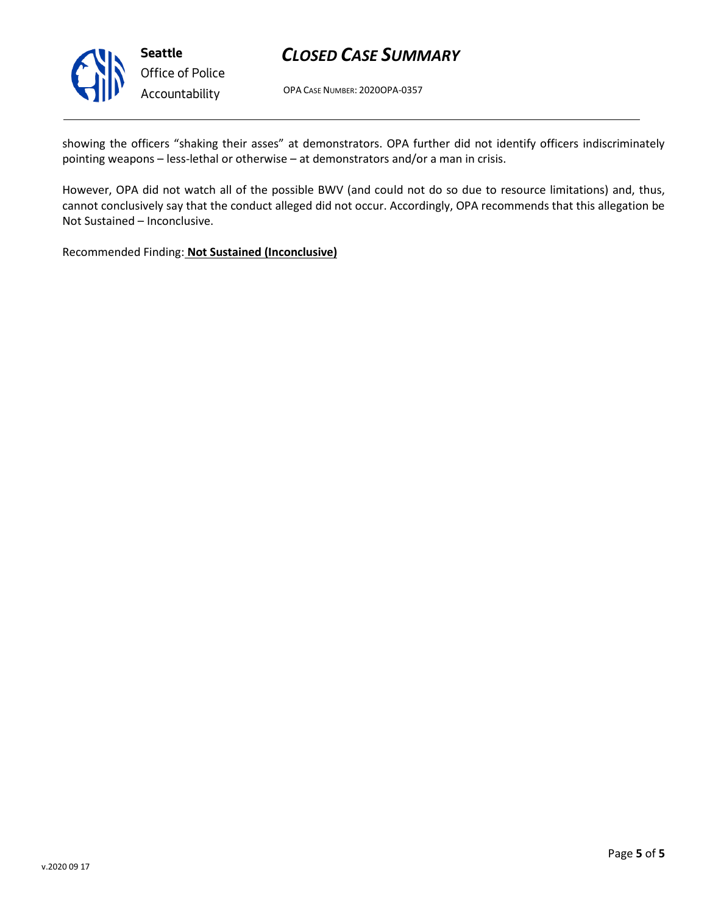showing the officers "shaking their asses" at demonstrators. OPA further did not identify officers indiscriminately pointing weapons – less-lethal or otherwise – at demonstrators and/or a man in crisis.

However, OPA did not watch all of the possible BWV (and could not do so due to resource limitations) and, thus, cannot conclusively say that the conduct alleged did not occur. Accordingly, OPA recommends that this allegation be Not Sustained – Inconclusive.

Recommended Finding: **Not Sustained (Inconclusive)**